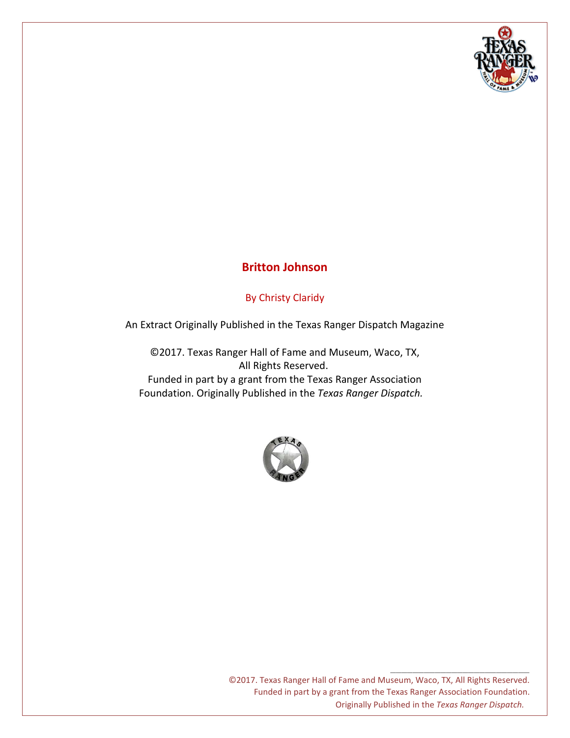# Britton Johnson

By Christy Claridy

An Extract Originally Published in the Texas Ranger Dispatch Magazine

©2017. Texas Ranger Hall of Fame and Museum, Waco, TX, All Rights Reserved.
Funded in part by a grant from the Texas Ranger Association Foundation. Originally Published in the *Texas Ranger Dispatch.*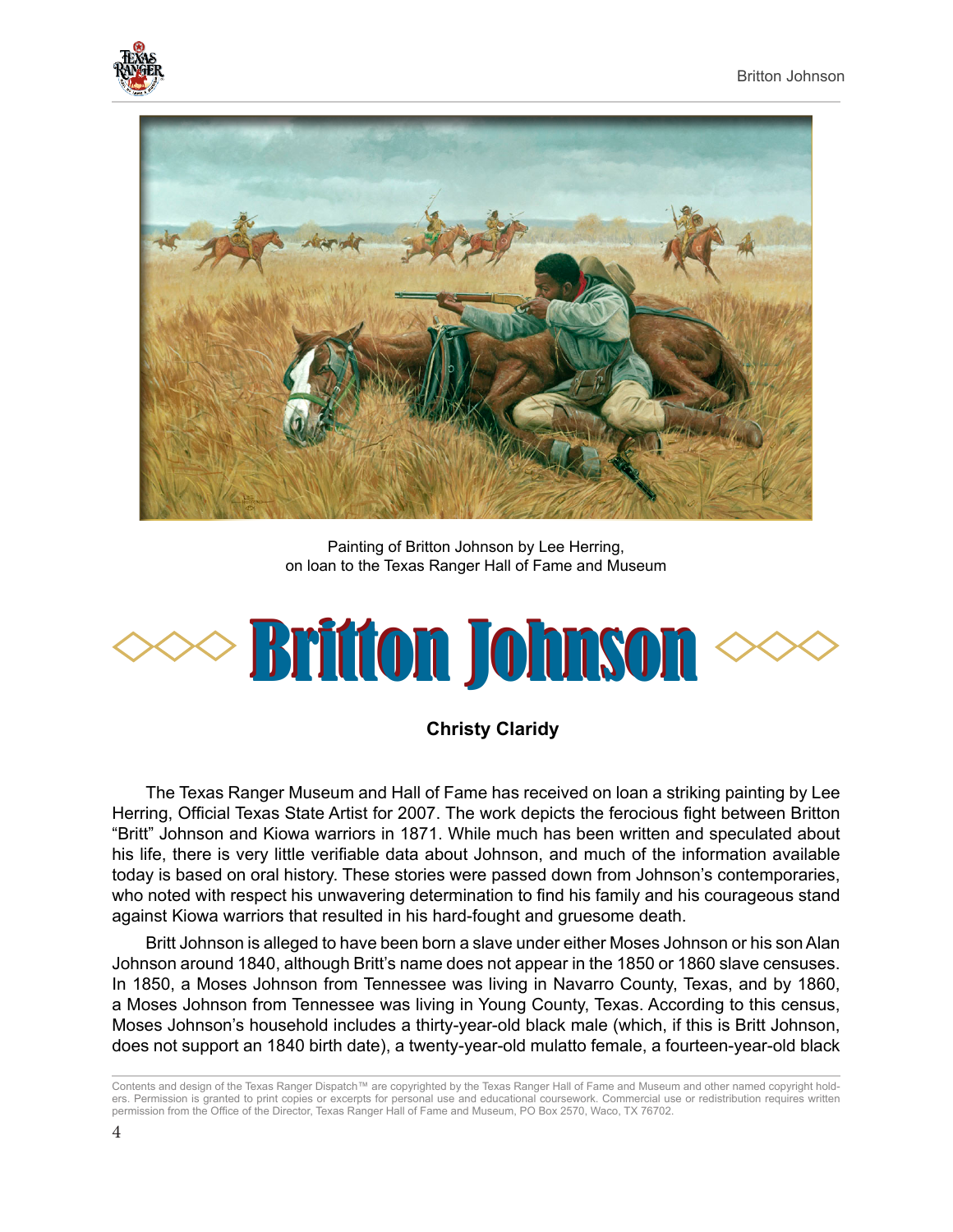Painting of Britton Johnson by Lee Herring,
on loan to the Texas Ranger Hall of Fame and Museum

# Britton Johnson

**Christy Claridy**

The Texas Ranger Museum and Hall of Fame has received on loan a striking painting by Lee Herring, Official Texas State Artist for 2007. The work depicts the ferocious fight between Britton "Britt" Johnson and Kiowa warriors in 1871. While much has been written and speculated about his life, there is very little verifiable data about Johnson, and much of the information available today is based on oral history. These stories were passed down from Johnson's contemporaries, who noted with respect his unwavering determination to find his family and his courageous stand against Kiowa warriors that resulted in his hard-fought and gruesome death.

Britt Johnson is alleged to have been born a slave under either Moses Johnson or his son Alan Johnson around 1840, although Britt's name does not appear in the 1850 or 1860 slave censuses. In 1850, a Moses Johnson from Tennessee was living in Navarro County, Texas, and by 1860, a Moses Johnson from Tennessee was living in Young County, Texas. According to this census, Moses Johnson's household includes a thirty-year-old black male (which, if this is Britt Johnson, does not support an 1840 birth date), a twenty-year-old mulatto female, a fourteen-year-old black

Contents and design of the Texas Ranger Dispatch™ are copyrighted by the Texas Ranger Hall of Fame and Museum and other named copyright holders. Permission is granted to print copies or excerpts for personal use and educational coursework. Commercial use or redistribution requires written permission from the Office of the Director, Texas Ranger Hall of Fame and Museum, PO Box 2570, Waco, TX 76702.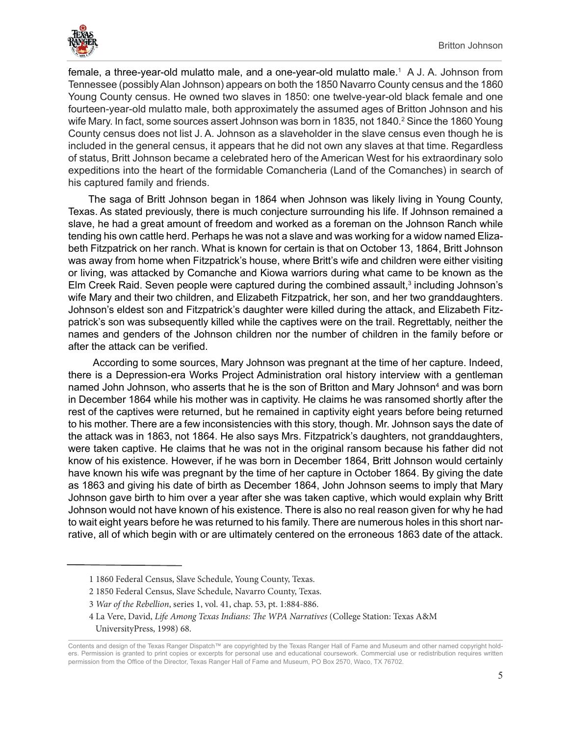female, a three-year-old mulatto male, and a one-year-old mulatto male.[1] A J. A. Johnson from Tennessee (possibly Alan Johnson) appears on both the 1850 Navarro County census and the 1860 Young County census. He owned two slaves in 1850: one twelve-year-old black female and one fourteen-year-old mulatto male, both approximately the assumed ages of Britton Johnson and his wife Mary. In fact, some sources assert Johnson was born in 1835, not 1840.[2] Since the 1860 Young County census does not list J. A. Johnson as a slaveholder in the slave census even though he is included in the general census, it appears that he did not own any slaves at that time. Regardless of status, Britt Johnson became a celebrated hero of the American West for his extraordinary solo expeditions into the heart of the formidable Comancheria (Land of the Comanches) in search of his captured family and friends.

The saga of Britt Johnson began in 1864 when Johnson was likely living in Young County, Texas. As stated previously, there is much conjecture surrounding his life. If Johnson remained a slave, he had a great amount of freedom and worked as a foreman on the Johnson Ranch while tending his own cattle herd. Perhaps he was not a slave and was working for a widow named Elizabeth Fitzpatrick on her ranch. What is known for certain is that on October 13, 1864, Britt Johnson was away from home when Fitzpatrick's house, where Britt's wife and children were either visiting or living, was attacked by Comanche and Kiowa warriors during what came to be known as the Elm Creek Raid. Seven people were captured during the combined assault,[3] including Johnson's wife Mary and their two children, and Elizabeth Fitzpatrick, her son, and her two granddaughters. Johnson's eldest son and Fitzpatrick's daughter were killed during the attack, and Elizabeth Fitzpatrick's son was subsequently killed while the captives were on the trail. Regrettably, neither the names and genders of the Johnson children nor the number of children in the family before or after the attack can be verified.

According to some sources, Mary Johnson was pregnant at the time of her capture. Indeed, there is a Depression-era Works Project Administration oral history interview with a gentleman named John Johnson, who asserts that he is the son of Britton and Mary Johnson[4] and was born in December 1864 while his mother was in captivity. He claims he was ransomed shortly after the rest of the captives were returned, but he remained in captivity eight years before being returned to his mother. There are a few inconsistencies with this story, though. Mr. Johnson says the date of the attack was in 1863, not 1864. He also says Mrs. Fitzpatrick's daughters, not granddaughters, were taken captive. He claims that he was not in the original ransom because his father did not know of his existence. However, if he was born in December 1864, Britt Johnson would certainly have known his wife was pregnant by the time of her capture in October 1864. By giving the date as 1863 and giving his date of birth as December 1864, John Johnson seems to imply that Mary Johnson gave birth to him over a year after she was taken captive, which would explain why Britt Johnson would not have known of his existence. There is also no real reason given for why he had to wait eight years before he was returned to his family. There are numerous holes in this short narrative, all of which begin with or are ultimately centered on the erroneous 1863 date of the attack.

---

1 1860 Federal Census, Slave Schedule, Young County, Texas.

2 1850 Federal Census, Slave Schedule, Navarro County, Texas.

3 *War of the Rebellion*, series 1, vol. 41, chap. 53, pt. 1:884-886.

4 La Vere, David, *Life Among Texas Indians: The WPA Narratives* (College Station: Texas A&M UniversityPress, 1998) 68.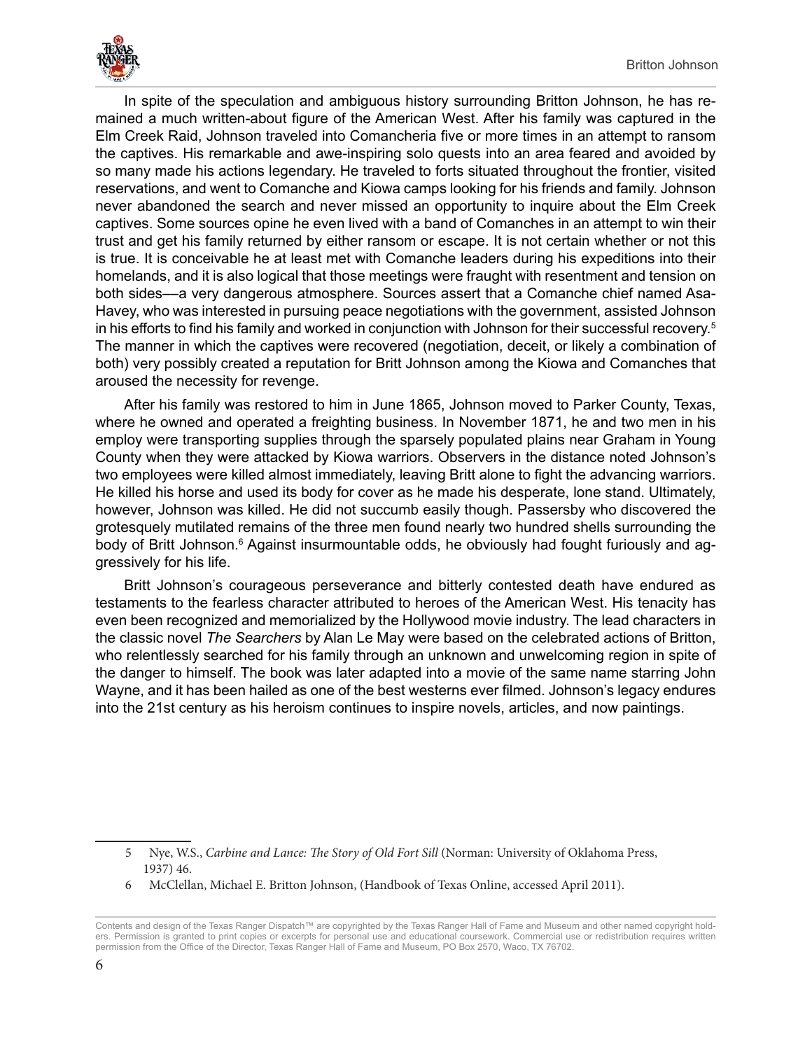In spite of the speculation and ambiguous history surrounding Britton Johnson, he has remained a much written-about figure of the American West. After his family was captured in the Elm Creek Raid, Johnson traveled into Comancheria five or more times in an attempt to ransom the captives. His remarkable and awe-inspiring solo quests into an area feared and avoided by so many made his actions legendary. He traveled to forts situated throughout the frontier, visited reservations, and went to Comanche and Kiowa camps looking for his friends and family. Johnson never abandoned the search and never missed an opportunity to inquire about the Elm Creek captives. Some sources opine he even lived with a band of Comanches in an attempt to win their trust and get his family returned by either ransom or escape. It is not certain whether or not this is true. It is conceivable he at least met with Comanche leaders during his expeditions into their homelands, and it is also logical that those meetings were fraught with resentment and tension on both sides—a very dangerous atmosphere. Sources assert that a Comanche chief named Asa-Havey, who was interested in pursuing peace negotiations with the government, assisted Johnson in his efforts to find his family and worked in conjunction with Johnson for their successful recovery.[5] The manner in which the captives were recovered (negotiation, deceit, or likely a combination of both) very possibly created a reputation for Britt Johnson among the Kiowa and Comanches that aroused the necessity for revenge.

After his family was restored to him in June 1865, Johnson moved to Parker County, Texas, where he owned and operated a freighting business. In November 1871, he and two men in his employ were transporting supplies through the sparsely populated plains near Graham in Young County when they were attacked by Kiowa warriors. Observers in the distance noted Johnson's two employees were killed almost immediately, leaving Britt alone to fight the advancing warriors. He killed his horse and used its body for cover as he made his desperate, lone stand. Ultimately, however, Johnson was killed. He did not succumb easily though. Passersby who discovered the grotesquely mutilated remains of the three men found nearly two hundred shells surrounding the body of Britt Johnson.[6] Against insurmountable odds, he obviously had fought furiously and aggressively for his life.

Britt Johnson's courageous perseverance and bitterly contested death have endured as testaments to the fearless character attributed to heroes of the American West. His tenacity has even been recognized and memorialized by the Hollywood movie industry. The lead characters in the classic novel *The Searchers* by Alan Le May were based on the celebrated actions of Britton, who relentlessly searched for his family through an unknown and unwelcoming region in spite of the danger to himself. The book was later adapted into a movie of the same name starring John Wayne, and it has been hailed as one of the best westerns ever filmed. Johnson's legacy endures into the 21st century as his heroism continues to inspire novels, articles, and now paintings.

---

5 Nye, W.S., *Carbine and Lance: The Story of Old Fort Sill* (Norman: University of Oklahoma Press, 1937) 46.

6 McClellan, Michael E. Britton Johnson, (Handbook of Texas Online, accessed April 2011).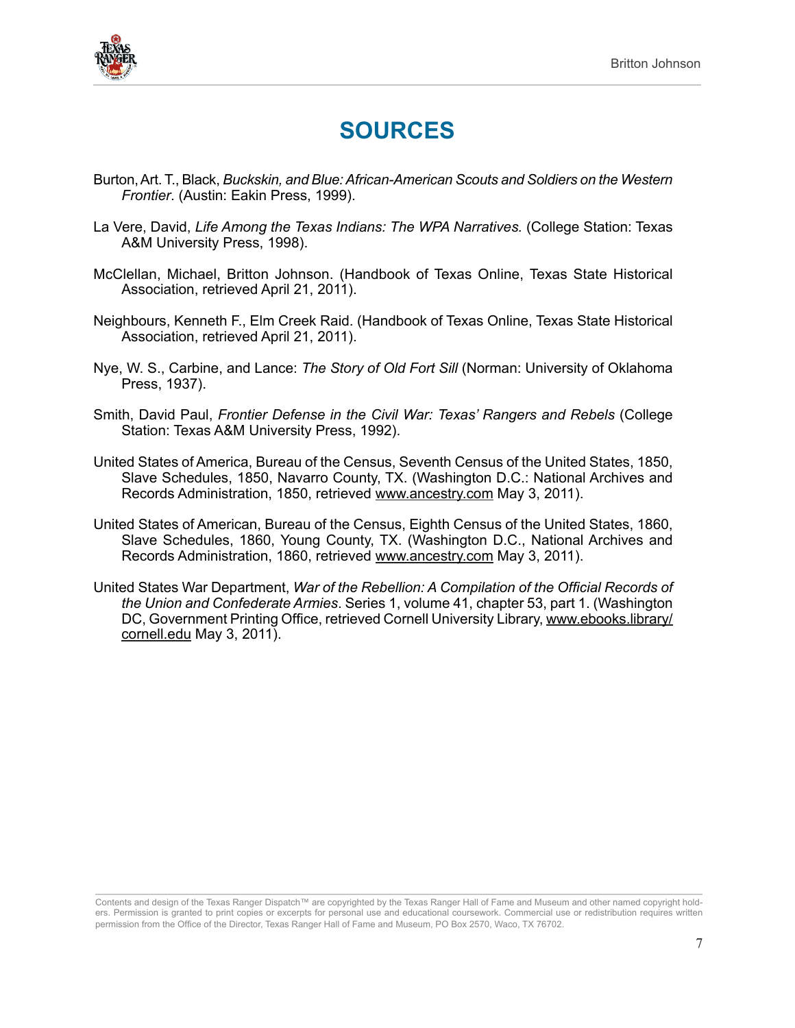# SOURCES

Burton, Art. T., Black, *Buckskin, and Blue: African-American Scouts and Soldiers on the Western Frontier*. (Austin: Eakin Press, 1999).

La Vere, David, *Life Among the Texas Indians: The WPA Narratives.* (College Station: Texas A&M University Press, 1998).

McClellan, Michael, Britton Johnson. (Handbook of Texas Online, Texas State Historical Association, retrieved April 21, 2011).

Neighbours, Kenneth F., Elm Creek Raid. (Handbook of Texas Online, Texas State Historical Association, retrieved April 21, 2011).

Nye, W. S., Carbine, and Lance: *The Story of Old Fort Sill* (Norman: University of Oklahoma Press, 1937).

Smith, David Paul, *Frontier Defense in the Civil War: Texas' Rangers and Rebels* (College Station: Texas A&M University Press, 1992).

United States of America, Bureau of the Census, Seventh Census of the United States, 1850, Slave Schedules, 1850, Navarro County, TX. (Washington D.C.: National Archives and Records Administration, 1850, retrieved www.ancestry.com May 3, 2011).

United States of American, Bureau of the Census, Eighth Census of the United States, 1860, Slave Schedules, 1860, Young County, TX. (Washington D.C., National Archives and Records Administration, 1860, retrieved www.ancestry.com May 3, 2011).

United States War Department, *War of the Rebellion: A Compilation of the Official Records of the Union and Confederate Armies*. Series 1, volume 41, chapter 53, part 1. (Washington DC, Government Printing Office, retrieved Cornell University Library, www.ebooks.library/cornell.edu May 3, 2011).

Contents and design of the Texas Ranger Dispatch™ are copyrighted by the Texas Ranger Hall of Fame and Museum and other named copyright holders. Permission is granted to print copies or excerpts for personal use and educational coursework. Commercial use or redistribution requires written permission from the Office of the Director, Texas Ranger Hall of Fame and Museum, PO Box 2570, Waco, TX 76702.